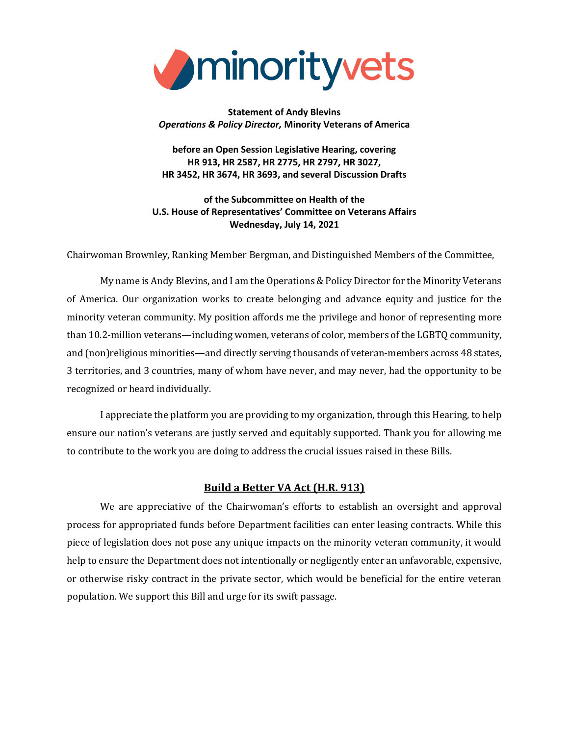minorityvets

**Statement of Andy Blevins**
***Operations & Policy Director,* Minority Veterans of America**

**before an Open Session Legislative Hearing, covering**
**HR 913, HR 2587, HR 2775, HR 2797, HR 3027,**
**HR 3452, HR 3674, HR 3693, and several Discussion Drafts**

**of the Subcommittee on Health of the**
**U.S. House of Representatives' Committee on Veterans Affairs**
**Wednesday, July 14, 2021**

Chairwoman Brownley, Ranking Member Bergman, and Distinguished Members of the Committee,

My name is Andy Blevins, and I am the Operations & Policy Director for the Minority Veterans of America. Our organization works to create belonging and advance equity and justice for the minority veteran community. My position affords me the privilege and honor of representing more than 10.2-million veterans—including women, veterans of color, members of the LGBTQ community, and (non)religious minorities—and directly serving thousands of veteran-members across 48 states, 3 territories, and 3 countries, many of whom have never, and may never, had the opportunity to be recognized or heard individually.

I appreciate the platform you are providing to my organization, through this Hearing, to help ensure our nation's veterans are justly served and equitably supported. Thank you for allowing me to contribute to the work you are doing to address the crucial issues raised in these Bills.

## Build a Better VA Act (H.R. 913)

We are appreciative of the Chairwoman's efforts to establish an oversight and approval process for appropriated funds before Department facilities can enter leasing contracts. While this piece of legislation does not pose any unique impacts on the minority veteran community, it would help to ensure the Department does not intentionally or negligently enter an unfavorable, expensive, or otherwise risky contract in the private sector, which would be beneficial for the entire veteran population. We support this Bill and urge for its swift passage.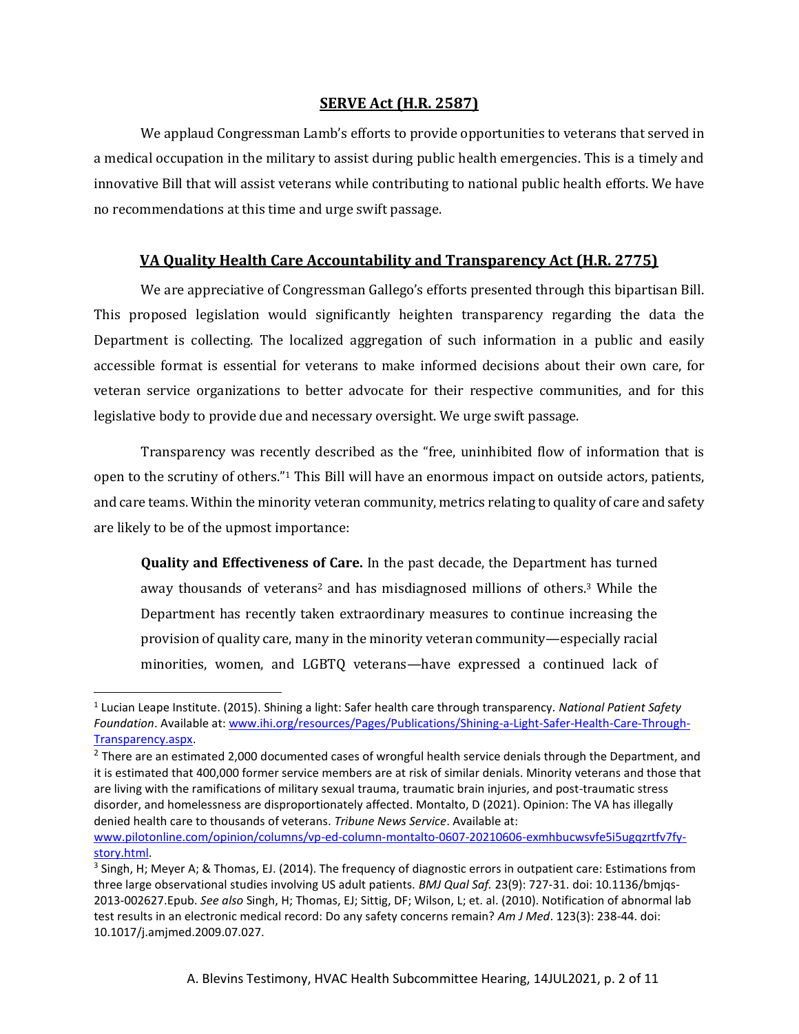## SERVE Act (H.R. 2587)

We applaud Congressman Lamb's efforts to provide opportunities to veterans that served in a medical occupation in the military to assist during public health emergencies. This is a timely and innovative Bill that will assist veterans while contributing to national public health efforts. We have no recommendations at this time and urge swift passage.

## VA Quality Health Care Accountability and Transparency Act (H.R. 2775)

We are appreciative of Congressman Gallego's efforts presented through this bipartisan Bill. This proposed legislation would significantly heighten transparency regarding the data the Department is collecting. The localized aggregation of such information in a public and easily accessible format is essential for veterans to make informed decisions about their own care, for veteran service organizations to better advocate for their respective communities, and for this legislative body to provide due and necessary oversight. We urge swift passage.

Transparency was recently described as the "free, uninhibited flow of information that is open to the scrutiny of others."[1] This Bill will have an enormous impact on outside actors, patients, and care teams. Within the minority veteran community, metrics relating to quality of care and safety are likely to be of the upmost importance:

> **Quality and Effectiveness of Care.** In the past decade, the Department has turned away thousands of veterans[2] and has misdiagnosed millions of others.[3] While the Department has recently taken extraordinary measures to continue increasing the provision of quality care, many in the minority veteran community—especially racial minorities, women, and LGBTQ veterans—have expressed a continued lack of

---

[1] Lucian Leape Institute. (2015). Shining a light: Safer health care through transparency. *National Patient Safety Foundation*. Available at: www.ihi.org/resources/Pages/Publications/Shining-a-Light-Safer-Health-Care-Through-Transparency.aspx.

[2] There are an estimated 2,000 documented cases of wrongful health service denials through the Department, and it is estimated that 400,000 former service members are at risk of similar denials. Minority veterans and those that are living with the ramifications of military sexual trauma, traumatic brain injuries, and post-traumatic stress disorder, and homelessness are disproportionately affected. Montalto, D (2021). Opinion: The VA has illegally denied health care to thousands of veterans. *Tribune News Service*. Available at: www.pilotonline.com/opinion/columns/vp-ed-column-montalto-0607-20210606-exmhbucwsvfe5i5ugqzrtfv7fy-story.html.

[3] Singh, H; Meyer A; & Thomas, EJ. (2014). The frequency of diagnostic errors in outpatient care: Estimations from three large observational studies involving US adult patients. *BMJ Qual Saf.* 23(9): 727-31. doi: 10.1136/bmjqs-2013-002627.Epub. *See also* Singh, H; Thomas, EJ; Sittig, DF; Wilson, L; et. al. (2010). Notification of abnormal lab test results in an electronic medical record: Do any safety concerns remain? *Am J Med*. 123(3): 238-44. doi: 10.1017/j.amjmed.2009.07.027.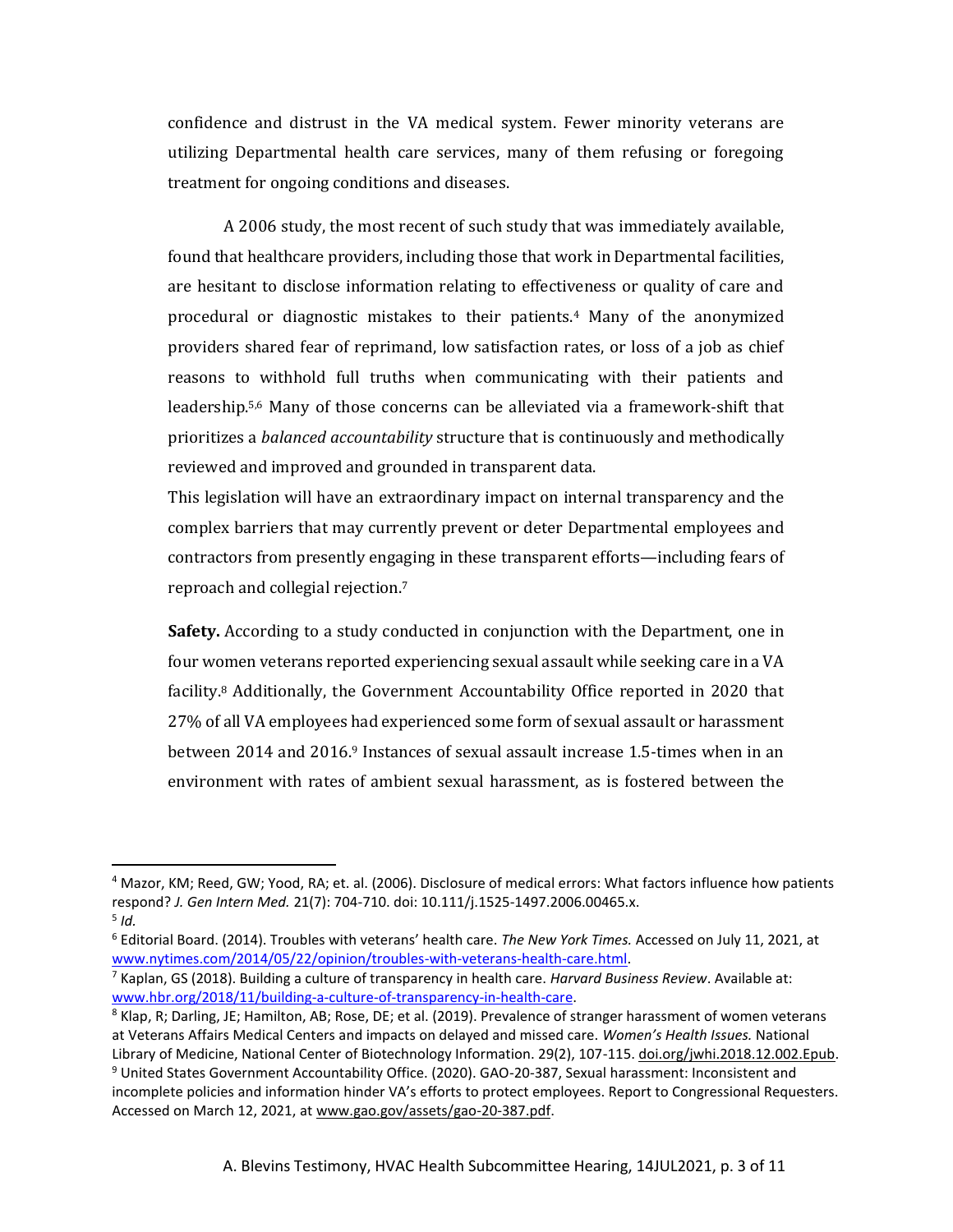confidence and distrust in the VA medical system. Fewer minority veterans are utilizing Departmental health care services, many of them refusing or foregoing treatment for ongoing conditions and diseases.

A 2006 study, the most recent of such study that was immediately available, found that healthcare providers, including those that work in Departmental facilities, are hesitant to disclose information relating to effectiveness or quality of care and procedural or diagnostic mistakes to their patients.[4] Many of the anonymized providers shared fear of reprimand, low satisfaction rates, or loss of a job as chief reasons to withhold full truths when communicating with their patients and leadership.[5,6] Many of those concerns can be alleviated via a framework-shift that prioritizes a *balanced accountability* structure that is continuously and methodically reviewed and improved and grounded in transparent data.

This legislation will have an extraordinary impact on internal transparency and the complex barriers that may currently prevent or deter Departmental employees and contractors from presently engaging in these transparent efforts—including fears of reproach and collegial rejection.[7]

**Safety.** According to a study conducted in conjunction with the Department, one in four women veterans reported experiencing sexual assault while seeking care in a VA facility.[8] Additionally, the Government Accountability Office reported in 2020 that 27% of all VA employees had experienced some form of sexual assault or harassment between 2014 and 2016.[9] Instances of sexual assault increase 1.5-times when in an environment with rates of ambient sexual harassment, as is fostered between the

---

[4] Mazor, KM; Reed, GW; Yood, RA; et. al. (2006). Disclosure of medical errors: What factors influence how patients respond? *J. Gen Intern Med.* 21(7): 704-710. doi: 10.111/j.1525-1497.2006.00465.x.

[5] *Id.*

[6] Editorial Board. (2014). Troubles with veterans' health care. *The New York Times.* Accessed on July 11, 2021, at www.nytimes.com/2014/05/22/opinion/troubles-with-veterans-health-care.html.

[7] Kaplan, GS (2018). Building a culture of transparency in health care. *Harvard Business Review*. Available at: www.hbr.org/2018/11/building-a-culture-of-transparency-in-health-care.

[8] Klap, R; Darling, JE; Hamilton, AB; Rose, DE; et al. (2019). Prevalence of stranger harassment of women veterans at Veterans Affairs Medical Centers and impacts on delayed and missed care. *Women's Health Issues.* National Library of Medicine, National Center of Biotechnology Information. 29(2), 107-115. doi.org/jwhi.2018.12.002.Epub.

[9] United States Government Accountability Office. (2020). GAO-20-387, Sexual harassment: Inconsistent and incomplete policies and information hinder VA's efforts to protect employees. Report to Congressional Requesters. Accessed on March 12, 2021, at www.gao.gov/assets/gao-20-387.pdf.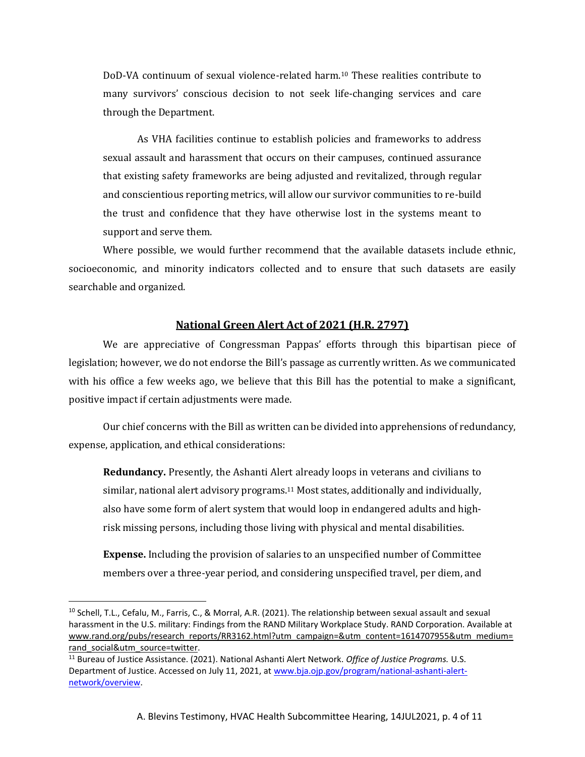DoD-VA continuum of sexual violence-related harm.[10] These realities contribute to many survivors' conscious decision to not seek life-changing services and care through the Department.

As VHA facilities continue to establish policies and frameworks to address sexual assault and harassment that occurs on their campuses, continued assurance that existing safety frameworks are being adjusted and revitalized, through regular and conscientious reporting metrics, will allow our survivor communities to re-build the trust and confidence that they have otherwise lost in the systems meant to support and serve them.

Where possible, we would further recommend that the available datasets include ethnic, socioeconomic, and minority indicators collected and to ensure that such datasets are easily searchable and organized.

## National Green Alert Act of 2021 (H.R. 2797)

We are appreciative of Congressman Pappas' efforts through this bipartisan piece of legislation; however, we do not endorse the Bill's passage as currently written. As we communicated with his office a few weeks ago, we believe that this Bill has the potential to make a significant, positive impact if certain adjustments were made.

Our chief concerns with the Bill as written can be divided into apprehensions of redundancy, expense, application, and ethical considerations:

**Redundancy.** Presently, the Ashanti Alert already loops in veterans and civilians to similar, national alert advisory programs.[11] Most states, additionally and individually, also have some form of alert system that would loop in endangered adults and high-risk missing persons, including those living with physical and mental disabilities.

**Expense.** Including the provision of salaries to an unspecified number of Committee members over a three-year period, and considering unspecified travel, per diem, and

---

[10] Schell, T.L., Cefalu, M., Farris, C., & Morral, A.R. (2021). The relationship between sexual assault and sexual harassment in the U.S. military: Findings from the RAND Military Workplace Study. RAND Corporation. Available at www.rand.org/pubs/research_reports/RR3162.html?utm_campaign=&utm_content=1614707955&utm_medium=rand_social&utm_source=twitter.

[11] Bureau of Justice Assistance. (2021). National Ashanti Alert Network. *Office of Justice Programs.* U.S. Department of Justice. Accessed on July 11, 2021, at www.bja.ojp.gov/program/national-ashanti-alert-network/overview.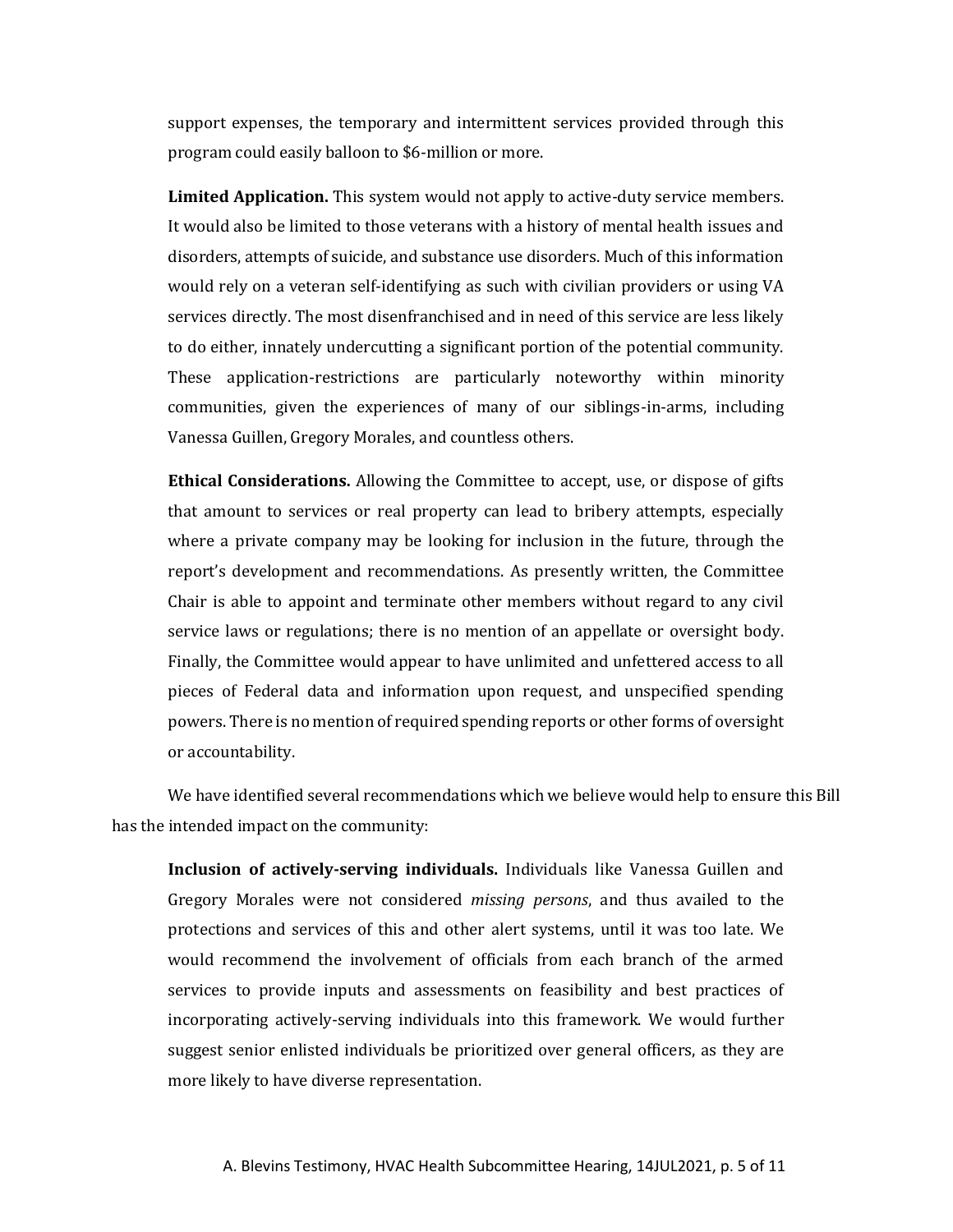support expenses, the temporary and intermittent services provided through this program could easily balloon to $6-million or more.

**Limited Application.** This system would not apply to active-duty service members. It would also be limited to those veterans with a history of mental health issues and disorders, attempts of suicide, and substance use disorders. Much of this information would rely on a veteran self-identifying as such with civilian providers or using VA services directly. The most disenfranchised and in need of this service are less likely to do either, innately undercutting a significant portion of the potential community. These application-restrictions are particularly noteworthy within minority communities, given the experiences of many of our siblings-in-arms, including Vanessa Guillen, Gregory Morales, and countless others.

**Ethical Considerations.** Allowing the Committee to accept, use, or dispose of gifts that amount to services or real property can lead to bribery attempts, especially where a private company may be looking for inclusion in the future, through the report's development and recommendations. As presently written, the Committee Chair is able to appoint and terminate other members without regard to any civil service laws or regulations; there is no mention of an appellate or oversight body. Finally, the Committee would appear to have unlimited and unfettered access to all pieces of Federal data and information upon request, and unspecified spending powers. There is no mention of required spending reports or other forms of oversight or accountability.

We have identified several recommendations which we believe would help to ensure this Bill has the intended impact on the community:

**Inclusion of actively-serving individuals.** Individuals like Vanessa Guillen and Gregory Morales were not considered *missing persons*, and thus availed to the protections and services of this and other alert systems, until it was too late. We would recommend the involvement of officials from each branch of the armed services to provide inputs and assessments on feasibility and best practices of incorporating actively-serving individuals into this framework. We would further suggest senior enlisted individuals be prioritized over general officers, as they are more likely to have diverse representation.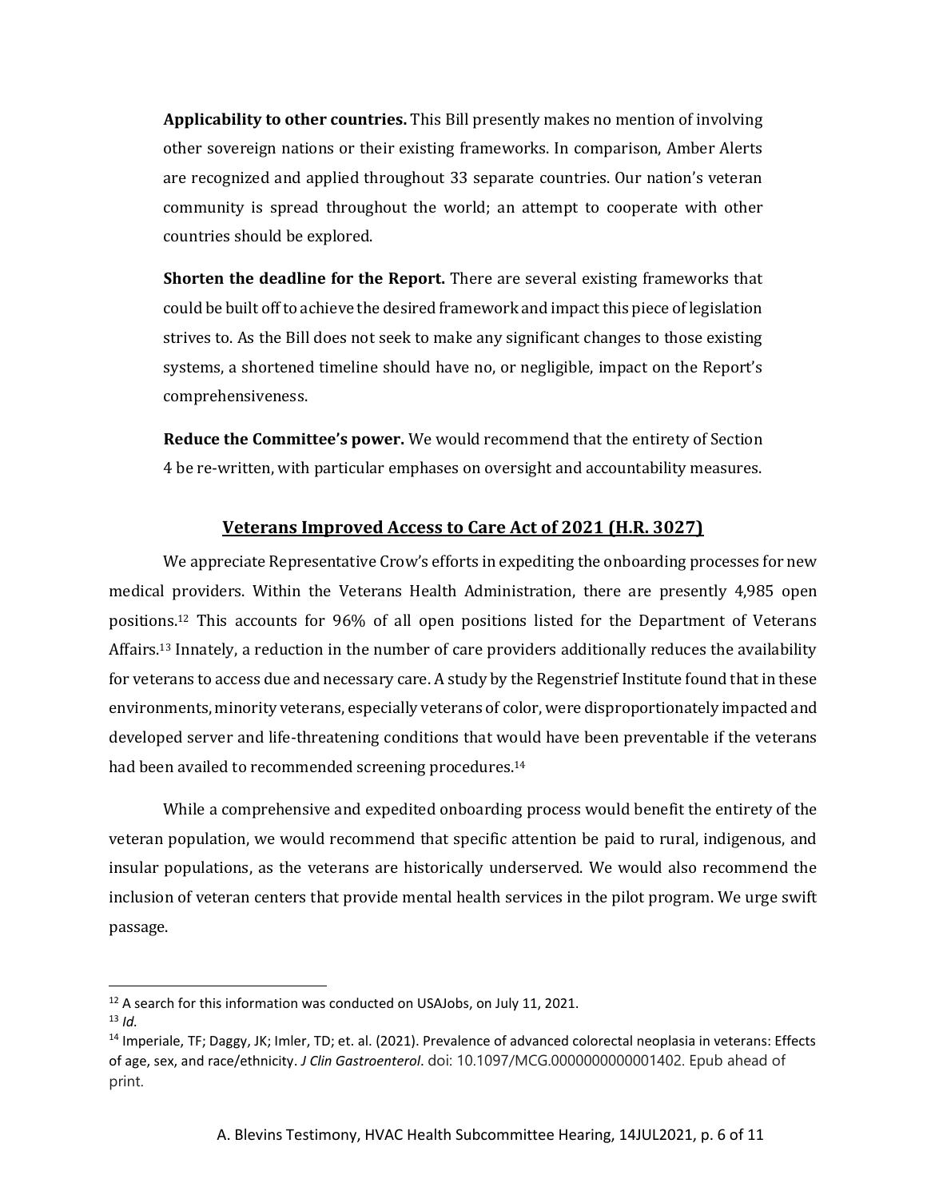**Applicability to other countries.** This Bill presently makes no mention of involving other sovereign nations or their existing frameworks. In comparison, Amber Alerts are recognized and applied throughout 33 separate countries. Our nation's veteran community is spread throughout the world; an attempt to cooperate with other countries should be explored.

**Shorten the deadline for the Report.** There are several existing frameworks that could be built off to achieve the desired framework and impact this piece of legislation strives to. As the Bill does not seek to make any significant changes to those existing systems, a shortened timeline should have no, or negligible, impact on the Report's comprehensiveness.

**Reduce the Committee's power.** We would recommend that the entirety of Section 4 be re-written, with particular emphases on oversight and accountability measures.

## Veterans Improved Access to Care Act of 2021 (H.R. 3027)

We appreciate Representative Crow's efforts in expediting the onboarding processes for new medical providers. Within the Veterans Health Administration, there are presently 4,985 open positions.[12] This accounts for 96% of all open positions listed for the Department of Veterans Affairs.[13] Innately, a reduction in the number of care providers additionally reduces the availability for veterans to access due and necessary care. A study by the Regenstrief Institute found that in these environments, minority veterans, especially veterans of color, were disproportionately impacted and developed server and life-threatening conditions that would have been preventable if the veterans had been availed to recommended screening procedures.[14]

While a comprehensive and expedited onboarding process would benefit the entirety of the veteran population, we would recommend that specific attention be paid to rural, indigenous, and insular populations, as the veterans are historically underserved. We would also recommend the inclusion of veteran centers that provide mental health services in the pilot program. We urge swift passage.

---

[12] A search for this information was conducted on USAJobs, on July 11, 2021.

[13] *Id.*

[14] Imperiale, TF; Daggy, JK; Imler, TD; et. al. (2021). Prevalence of advanced colorectal neoplasia in veterans: Effects of age, sex, and race/ethnicity. *J Clin Gastroenterol*. doi: 10.1097/MCG.0000000000001402. Epub ahead of print.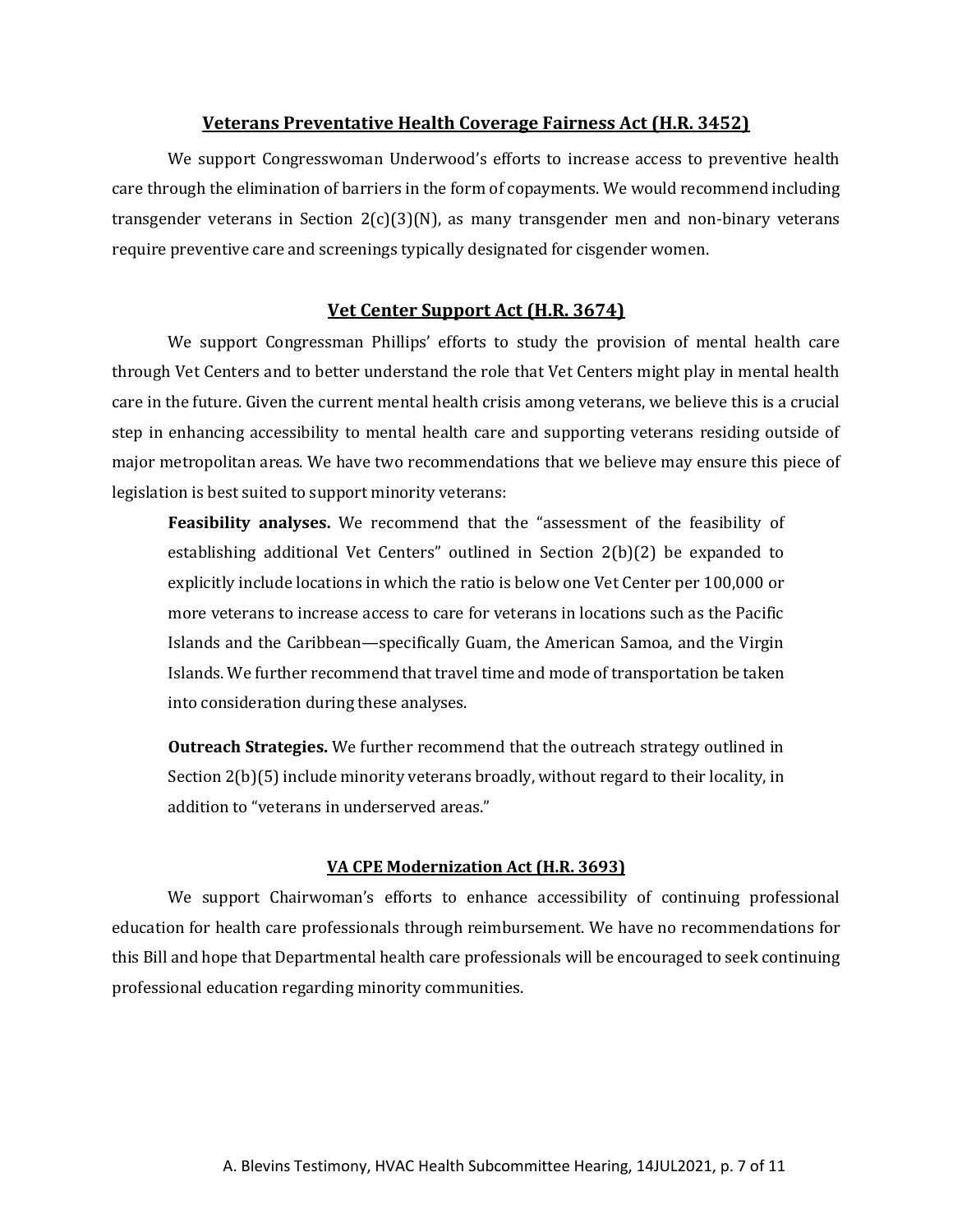## Veterans Preventative Health Coverage Fairness Act (H.R. 3452)

We support Congresswoman Underwood's efforts to increase access to preventive health care through the elimination of barriers in the form of copayments. We would recommend including transgender veterans in Section 2(c)(3)(N), as many transgender men and non-binary veterans require preventive care and screenings typically designated for cisgender women.

## Vet Center Support Act (H.R. 3674)

We support Congressman Phillips' efforts to study the provision of mental health care through Vet Centers and to better understand the role that Vet Centers might play in mental health care in the future. Given the current mental health crisis among veterans, we believe this is a crucial step in enhancing accessibility to mental health care and supporting veterans residing outside of major metropolitan areas. We have two recommendations that we believe may ensure this piece of legislation is best suited to support minority veterans:

> **Feasibility analyses.** We recommend that the "assessment of the feasibility of establishing additional Vet Centers" outlined in Section 2(b)(2) be expanded to explicitly include locations in which the ratio is below one Vet Center per 100,000 or more veterans to increase access to care for veterans in locations such as the Pacific Islands and the Caribbean—specifically Guam, the American Samoa, and the Virgin Islands. We further recommend that travel time and mode of transportation be taken into consideration during these analyses.
>
> **Outreach Strategies.** We further recommend that the outreach strategy outlined in Section 2(b)(5) include minority veterans broadly, without regard to their locality, in addition to "veterans in underserved areas."

## VA CPE Modernization Act (H.R. 3693)

We support Chairwoman's efforts to enhance accessibility of continuing professional education for health care professionals through reimbursement. We have no recommendations for this Bill and hope that Departmental health care professionals will be encouraged to seek continuing professional education regarding minority communities.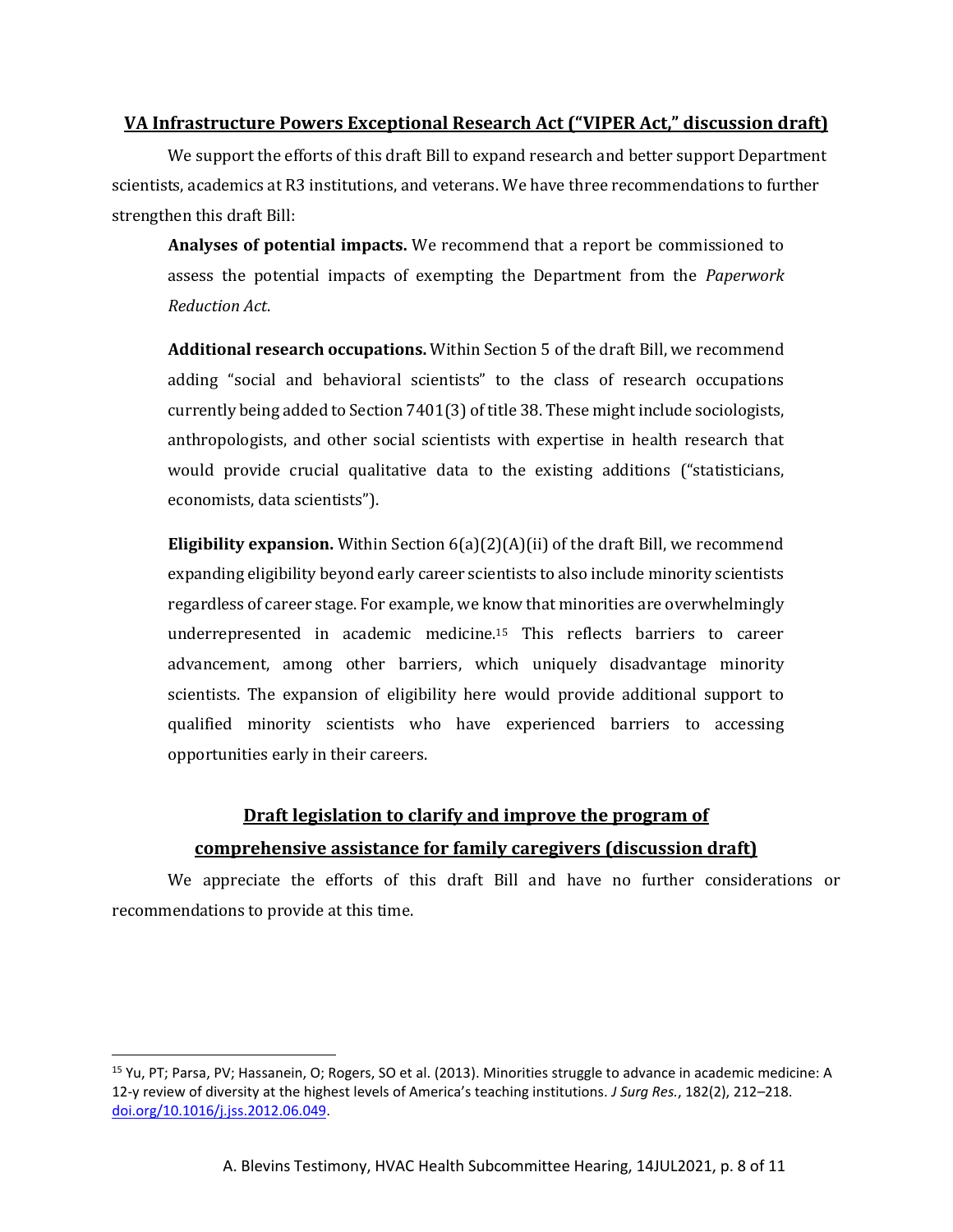## <u>VA Infrastructure Powers Exceptional Research Act ("VIPER Act," discussion draft)</u>

We support the efforts of this draft Bill to expand research and better support Department scientists, academics at R3 institutions, and veterans. We have three recommendations to further strengthen this draft Bill:

> **Analyses of potential impacts.** We recommend that a report be commissioned to assess the potential impacts of exempting the Department from the *Paperwork Reduction Act*.
>
> **Additional research occupations.** Within Section 5 of the draft Bill, we recommend adding "social and behavioral scientists" to the class of research occupations currently being added to Section 7401(3) of title 38. These might include sociologists, anthropologists, and other social scientists with expertise in health research that would provide crucial qualitative data to the existing additions ("statisticians, economists, data scientists").
>
> **Eligibility expansion.** Within Section 6(a)(2)(A)(ii) of the draft Bill, we recommend expanding eligibility beyond early career scientists to also include minority scientists regardless of career stage. For example, we know that minorities are overwhelmingly underrepresented in academic medicine.[15] This reflects barriers to career advancement, among other barriers, which uniquely disadvantage minority scientists. The expansion of eligibility here would provide additional support to qualified minority scientists who have experienced barriers to accessing opportunities early in their careers.

## <u>Draft legislation to clarify and improve the program of comprehensive assistance for family caregivers (discussion draft)</u>

We appreciate the efforts of this draft Bill and have no further considerations or recommendations to provide at this time.

---

[15] Yu, PT; Parsa, PV; Hassanein, O; Rogers, SO et al. (2013). Minorities struggle to advance in academic medicine: A 12-y review of diversity at the highest levels of America's teaching institutions. *J Surg Res.*, 182(2), 212–218. doi.org/10.1016/j.jss.2012.06.049.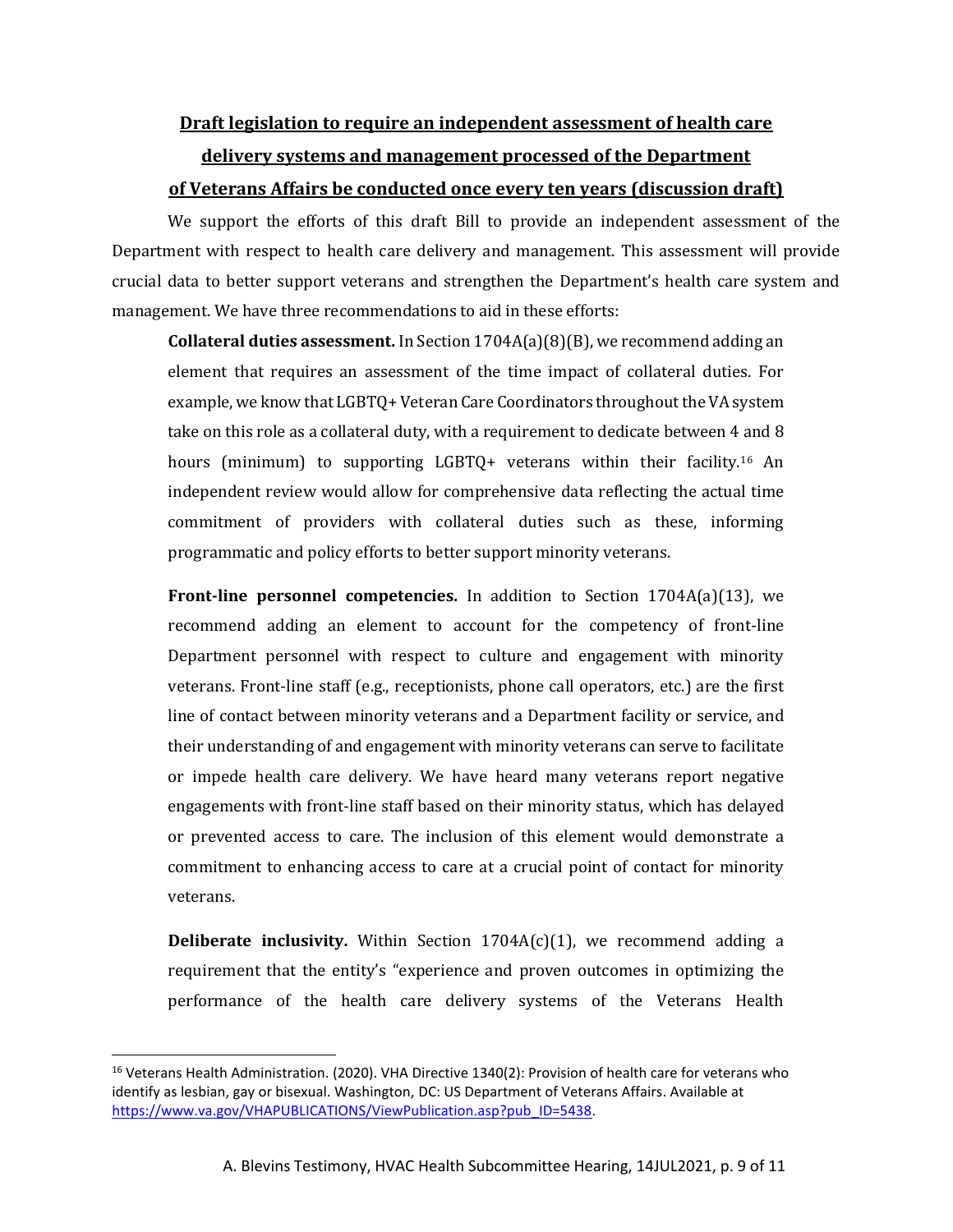## Draft legislation to require an independent assessment of health care delivery systems and management processed of the Department of Veterans Affairs be conducted once every ten years (discussion draft)

We support the efforts of this draft Bill to provide an independent assessment of the Department with respect to health care delivery and management. This assessment will provide crucial data to better support veterans and strengthen the Department's health care system and management. We have three recommendations to aid in these efforts:

**Collateral duties assessment.** In Section 1704A(a)(8)(B), we recommend adding an element that requires an assessment of the time impact of collateral duties. For example, we know that LGBTQ+ Veteran Care Coordinators throughout the VA system take on this role as a collateral duty, with a requirement to dedicate between 4 and 8 hours (minimum) to supporting LGBTQ+ veterans within their facility.[16] An independent review would allow for comprehensive data reflecting the actual time commitment of providers with collateral duties such as these, informing programmatic and policy efforts to better support minority veterans.

**Front-line personnel competencies.** In addition to Section 1704A(a)(13), we recommend adding an element to account for the competency of front-line Department personnel with respect to culture and engagement with minority veterans. Front-line staff (e.g., receptionists, phone call operators, etc.) are the first line of contact between minority veterans and a Department facility or service, and their understanding of and engagement with minority veterans can serve to facilitate or impede health care delivery. We have heard many veterans report negative engagements with front-line staff based on their minority status, which has delayed or prevented access to care. The inclusion of this element would demonstrate a commitment to enhancing access to care at a crucial point of contact for minority veterans.

**Deliberate inclusivity.** Within Section 1704A(c)(1), we recommend adding a requirement that the entity's "experience and proven outcomes in optimizing the performance of the health care delivery systems of the Veterans Health

---

[16] Veterans Health Administration. (2020). VHA Directive 1340(2): Provision of health care for veterans who identify as lesbian, gay or bisexual. Washington, DC: US Department of Veterans Affairs. Available at https://www.va.gov/VHAPUBLICATIONS/ViewPublication.asp?pub_ID=5438.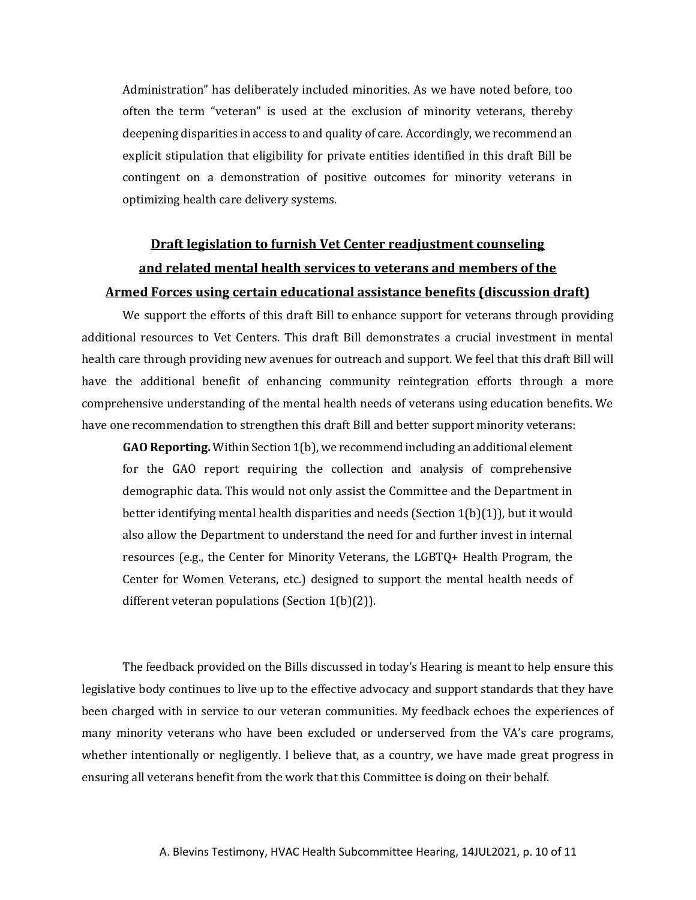Administration" has deliberately included minorities. As we have noted before, too often the term "veteran" is used at the exclusion of minority veterans, thereby deepening disparities in access to and quality of care. Accordingly, we recommend an explicit stipulation that eligibility for private entities identified in this draft Bill be contingent on a demonstration of positive outcomes for minority veterans in optimizing health care delivery systems.

## Draft legislation to furnish Vet Center readjustment counseling and related mental health services to veterans and members of the Armed Forces using certain educational assistance benefits (discussion draft)

We support the efforts of this draft Bill to enhance support for veterans through providing additional resources to Vet Centers. This draft Bill demonstrates a crucial investment in mental health care through providing new avenues for outreach and support. We feel that this draft Bill will have the additional benefit of enhancing community reintegration efforts through a more comprehensive understanding of the mental health needs of veterans using education benefits. We have one recommendation to strengthen this draft Bill and better support minority veterans:

**GAO Reporting.** Within Section 1(b), we recommend including an additional element for the GAO report requiring the collection and analysis of comprehensive demographic data. This would not only assist the Committee and the Department in better identifying mental health disparities and needs (Section 1(b)(1)), but it would also allow the Department to understand the need for and further invest in internal resources (e.g., the Center for Minority Veterans, the LGBTQ+ Health Program, the Center for Women Veterans, etc.) designed to support the mental health needs of different veteran populations (Section 1(b)(2)).

The feedback provided on the Bills discussed in today's Hearing is meant to help ensure this legislative body continues to live up to the effective advocacy and support standards that they have been charged with in service to our veteran communities. My feedback echoes the experiences of many minority veterans who have been excluded or underserved from the VA's care programs, whether intentionally or negligently. I believe that, as a country, we have made great progress in ensuring all veterans benefit from the work that this Committee is doing on their behalf.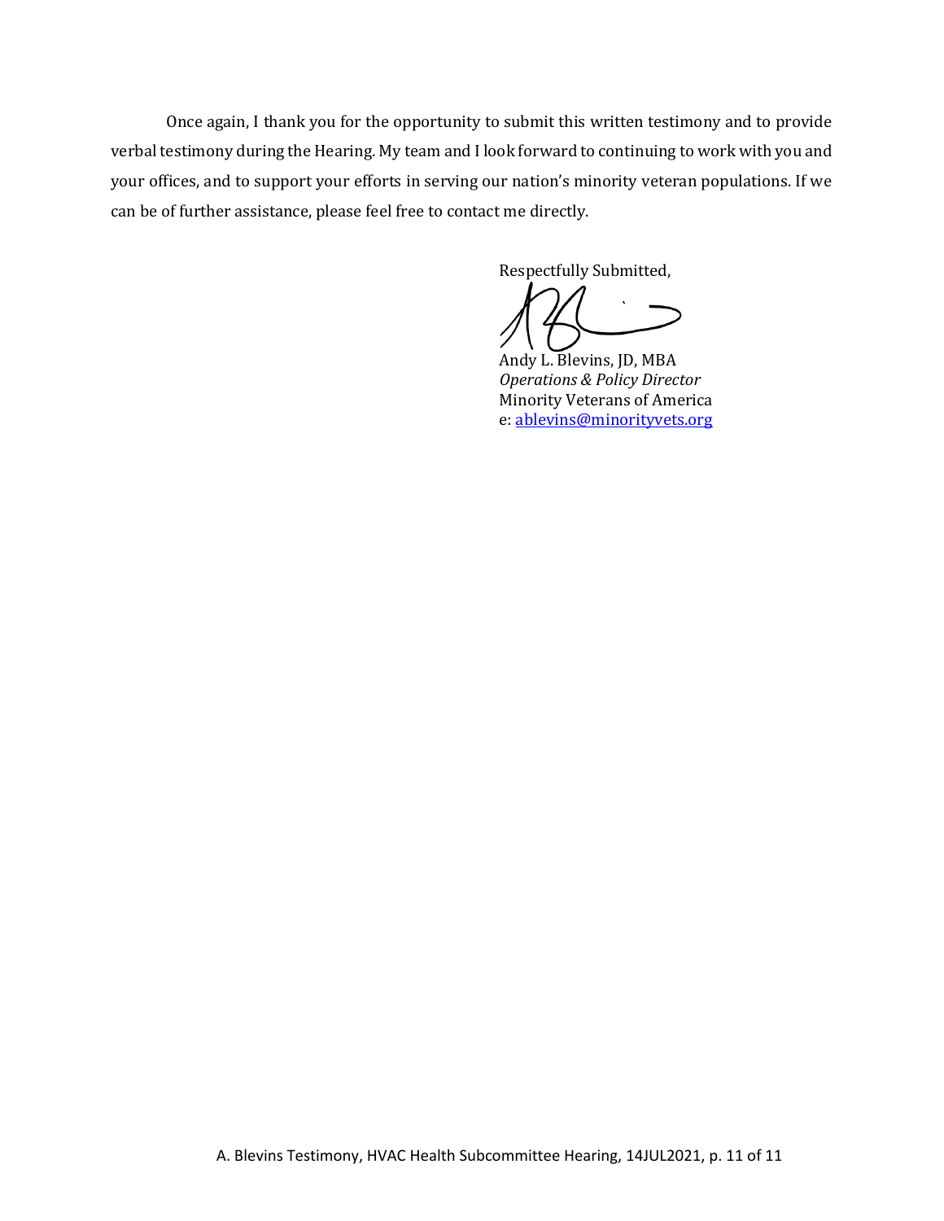Once again, I thank you for the opportunity to submit this written testimony and to provide verbal testimony during the Hearing. My team and I look forward to continuing to work with you and your offices, and to support your efforts in serving our nation's minority veteran populations. If we can be of further assistance, please feel free to contact me directly.

Respectfully Submitted,

Andy L. Blevins, JD, MBA
*Operations & Policy Director*
Minority Veterans of America
e: ablevins@minorityvets.org